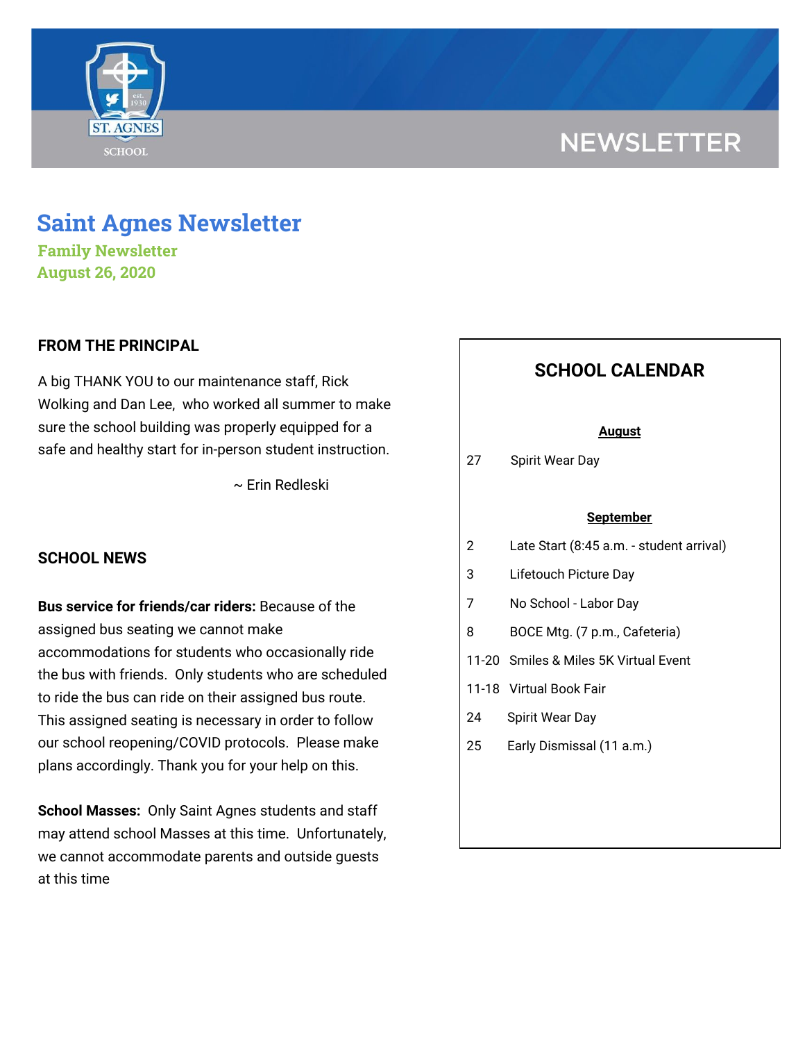NEWSLETTER

# Saint Agnes Newsletter

### Family Newsletter
### August 26, 2020

## FROM THE PRINCIPAL

A big THANK YOU to our maintenance staff, Rick Wolking and Dan Lee, who worked all summer to make sure the school building was properly equipped for a safe and healthy start for in-person student instruction.

~ Erin Redleski

## SCHOOL NEWS

**Bus service for friends/car riders:** Because of the assigned bus seating we cannot make accommodations for students who occasionally ride the bus with friends. Only students who are scheduled to ride the bus can ride on their assigned bus route. This assigned seating is necessary in order to follow our school reopening/COVID protocols. Please make plans accordingly. Thank you for your help on this.

**School Masses:** Only Saint Agnes students and staff may attend school Masses at this time. Unfortunately, we cannot accommodate parents and outside guests at this time

## SCHOOL CALENDAR

**August**

| | |
|---|---|
| 27 | Spirit Wear Day |

**September**

| | |
|---|---|
| 2 | Late Start (8:45 a.m. - student arrival) |
| 3 | Lifetouch Picture Day |
| 7 | No School - Labor Day |
| 8 | BOCE Mtg. (7 p.m., Cafeteria) |
| 11-20 | Smiles & Miles 5K Virtual Event |
| 11-18 | Virtual Book Fair |
| 24 | Spirit Wear Day |
| 25 | Early Dismissal (11 a.m.) |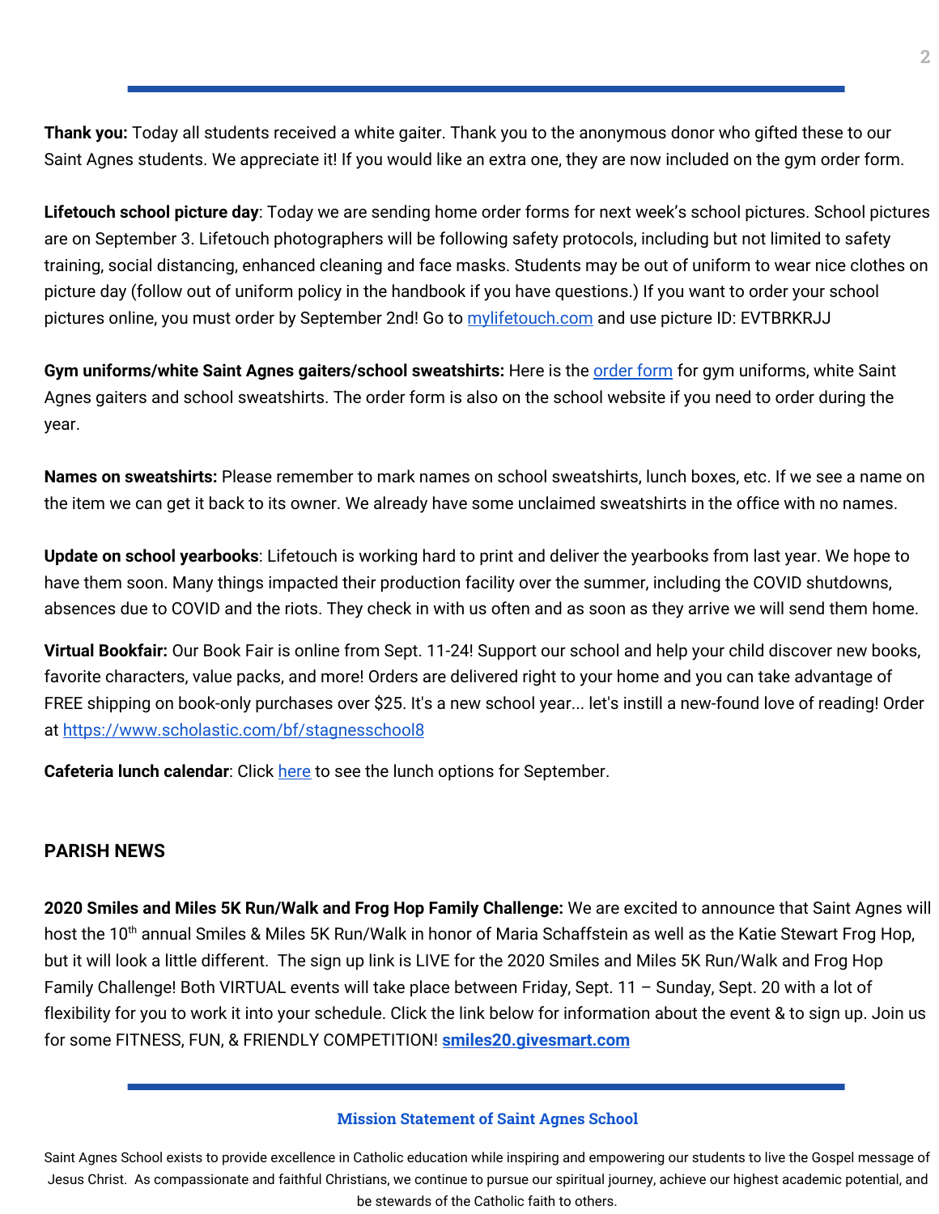**Thank you:** Today all students received a white gaiter. Thank you to the anonymous donor who gifted these to our Saint Agnes students. We appreciate it! If you would like an extra one, they are now included on the gym order form.

**Lifetouch school picture day**: Today we are sending home order forms for next week's school pictures. School pictures are on September 3. Lifetouch photographers will be following safety protocols, including but not limited to safety training, social distancing, enhanced cleaning and face masks. Students may be out of uniform to wear nice clothes on picture day (follow out of uniform policy in the handbook if you have questions.) If you want to order your school pictures online, you must order by September 2nd! Go to mylifetouch.com and use picture ID: EVTBRKRJJ

**Gym uniforms/white Saint Agnes gaiters/school sweatshirts:** Here is the order form for gym uniforms, white Saint Agnes gaiters and school sweatshirts. The order form is also on the school website if you need to order during the year.

**Names on sweatshirts:** Please remember to mark names on school sweatshirts, lunch boxes, etc. If we see a name on the item we can get it back to its owner. We already have some unclaimed sweatshirts in the office with no names.

**Update on school yearbooks**: Lifetouch is working hard to print and deliver the yearbooks from last year. We hope to have them soon. Many things impacted their production facility over the summer, including the COVID shutdowns, absences due to COVID and the riots. They check in with us often and as soon as they arrive we will send them home.

**Virtual Bookfair:** Our Book Fair is online from Sept. 11-24! Support our school and help your child discover new books, favorite characters, value packs, and more! Orders are delivered right to your home and you can take advantage of FREE shipping on book-only purchases over $25. It's a new school year... let's instill a new-found love of reading! Order at https://www.scholastic.com/bf/stagnesschool8

**Cafeteria lunch calendar**: Click here to see the lunch options for September.

## PARISH NEWS

**2020 Smiles and Miles 5K Run/Walk and Frog Hop Family Challenge:** We are excited to announce that Saint Agnes will host the 10th annual Smiles & Miles 5K Run/Walk in honor of Maria Schaffstein as well as the Katie Stewart Frog Hop, but it will look a little different. The sign up link is LIVE for the 2020 Smiles and Miles 5K Run/Walk and Frog Hop Family Challenge! Both VIRTUAL events will take place between Friday, Sept. 11 – Sunday, Sept. 20 with a lot of flexibility for you to work it into your schedule. Click the link below for information about the event & to sign up. Join us for some FITNESS, FUN, & FRIENDLY COMPETITION! **smiles20.givesmart.com**

### Mission Statement of Saint Agnes School

Saint Agnes School exists to provide excellence in Catholic education while inspiring and empowering our students to live the Gospel message of Jesus Christ. As compassionate and faithful Christians, we continue to pursue our spiritual journey, achieve our highest academic potential, and be stewards of the Catholic faith to others.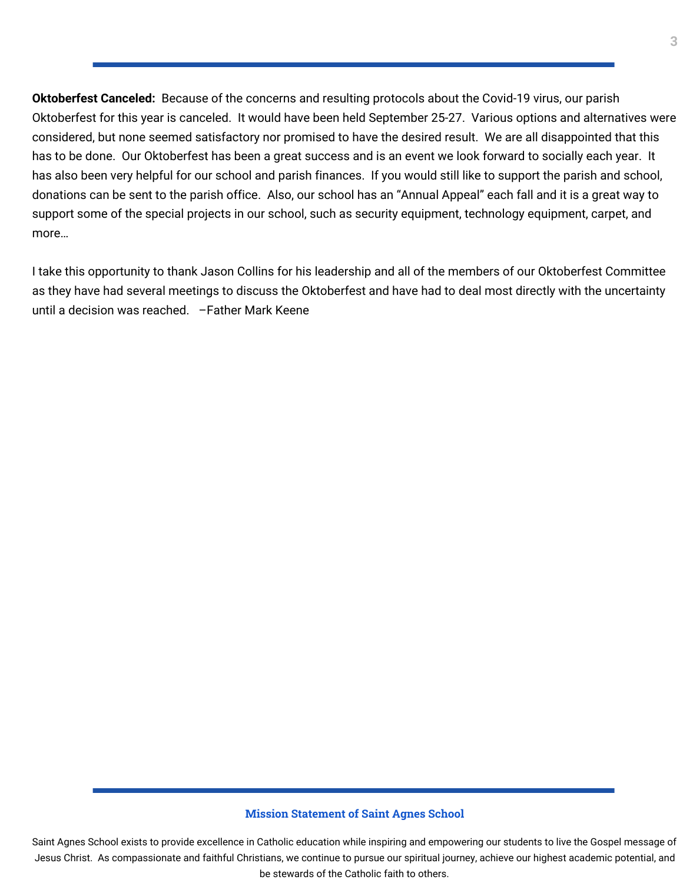**Oktoberfest Canceled:** Because of the concerns and resulting protocols about the Covid-19 virus, our parish Oktoberfest for this year is canceled. It would have been held September 25-27. Various options and alternatives were considered, but none seemed satisfactory nor promised to have the desired result. We are all disappointed that this has to be done. Our Oktoberfest has been a great success and is an event we look forward to socially each year. It has also been very helpful for our school and parish finances. If you would still like to support the parish and school, donations can be sent to the parish office. Also, our school has an "Annual Appeal" each fall and it is a great way to support some of the special projects in our school, such as security equipment, technology equipment, carpet, and more…

I take this opportunity to thank Jason Collins for his leadership and all of the members of our Oktoberfest Committee as they have had several meetings to discuss the Oktoberfest and have had to deal most directly with the uncertainty until a decision was reached. –Father Mark Keene

### Mission Statement of Saint Agnes School

Saint Agnes School exists to provide excellence in Catholic education while inspiring and empowering our students to live the Gospel message of Jesus Christ. As compassionate and faithful Christians, we continue to pursue our spiritual journey, achieve our highest academic potential, and be stewards of the Catholic faith to others.